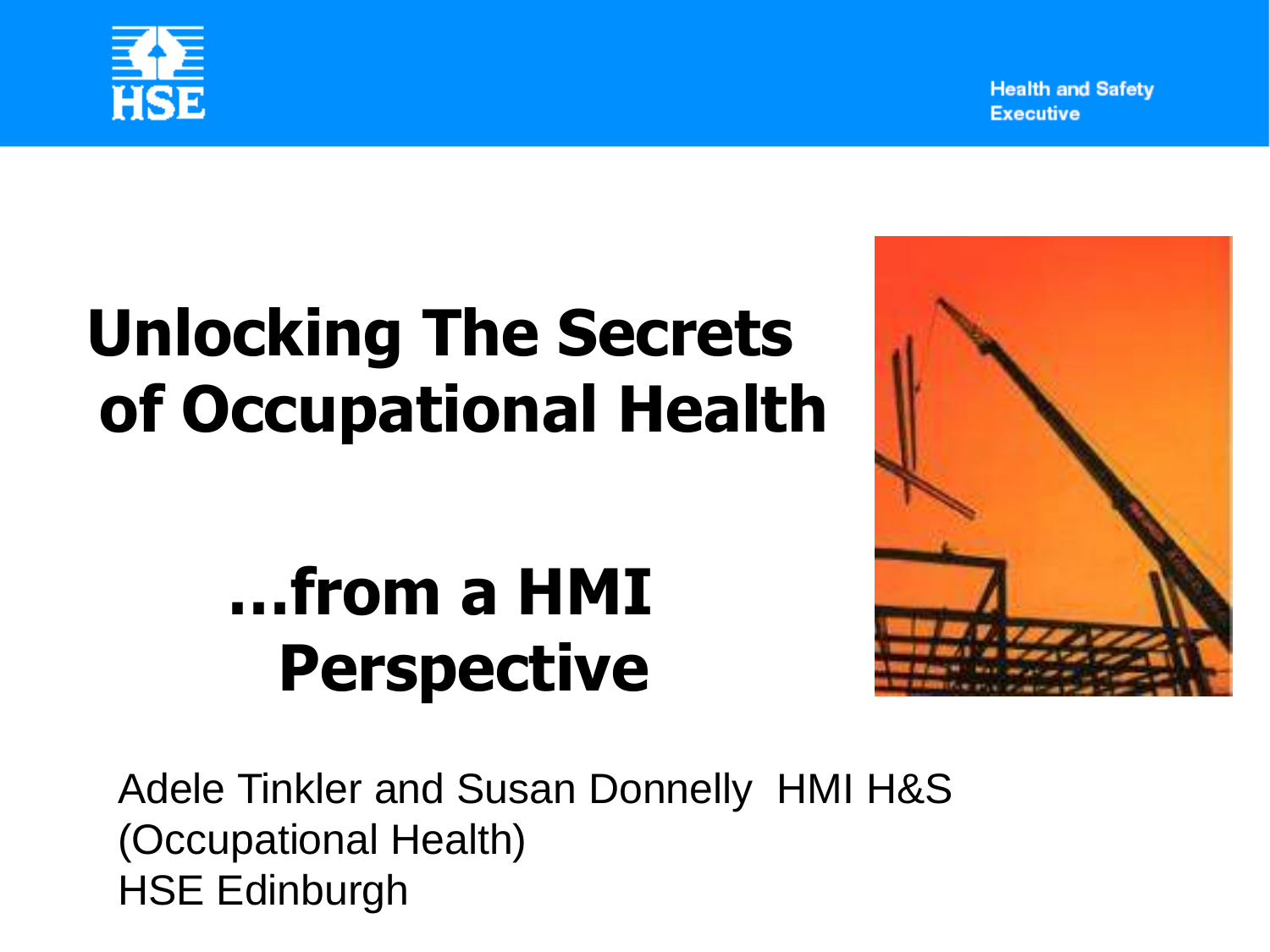# Unlocking The Secrets of Occupational Health

## …from a HMI Perspective

Adele Tinkler and Susan Donnelly HMI H&S (Occupational Health)
HSE Edinburgh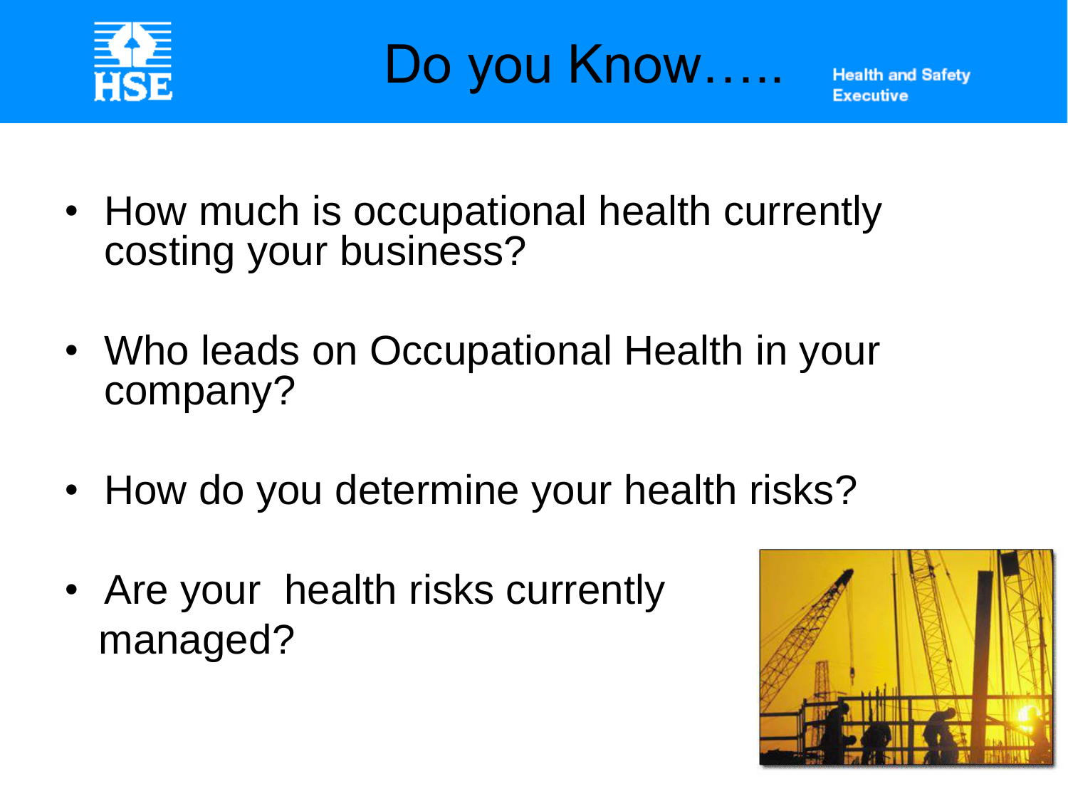# Do you Know…..

- How much is occupational health currently costing your business?
- Who leads on Occupational Health in your company?
- How do you determine your health risks?
- Are your health risks currently managed?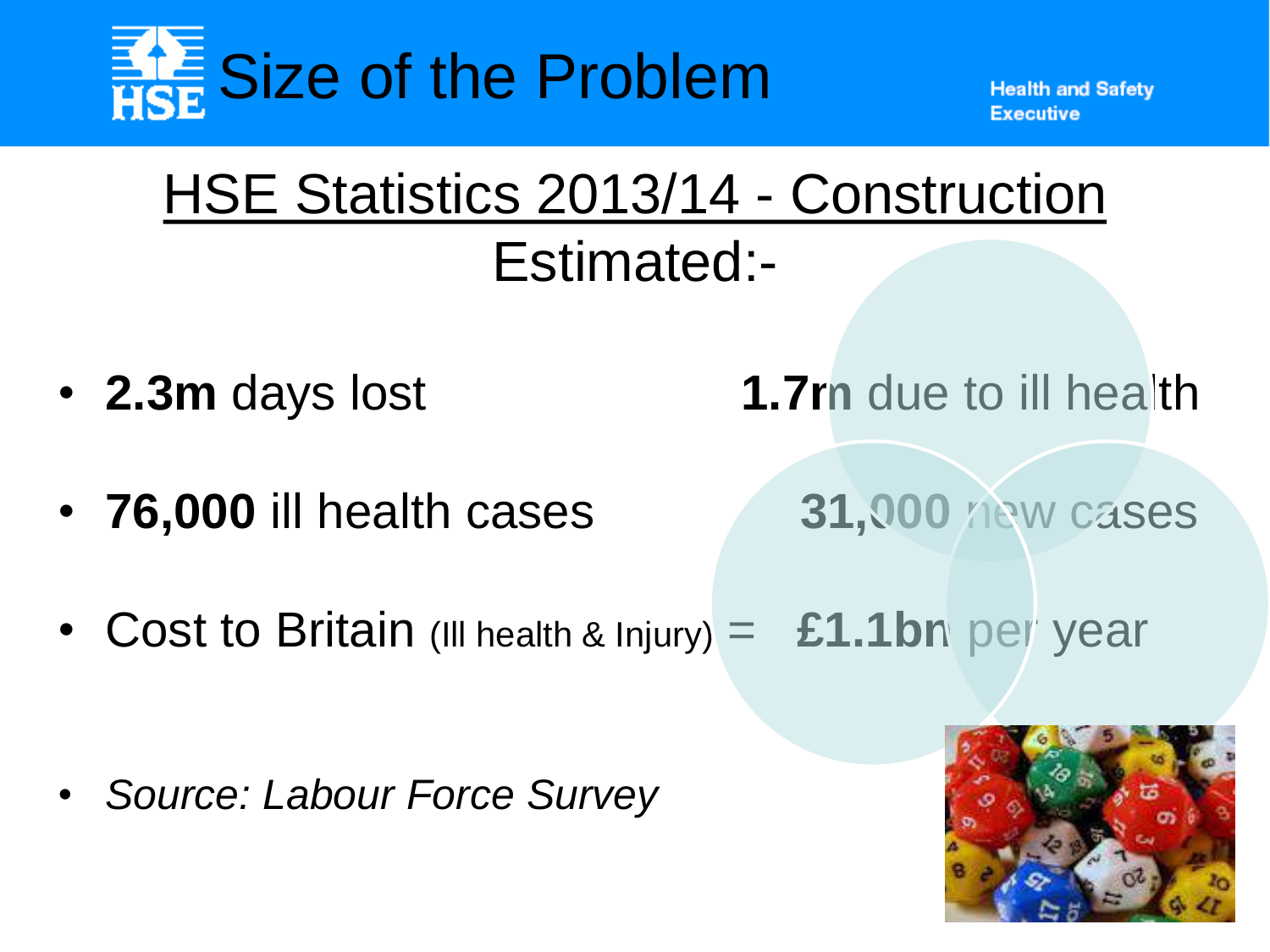# Size of the Problem

Health and Safety Executive

## HSE Statistics 2013/14 - Construction

Estimated:-

- **2.3m** days lost — **1.7m** due to ill health
- **76,000** ill health cases — **31,000** new cases
- Cost to Britain (Ill health & Injury) = **£1.1bn** per year
- *Source: Labour Force Survey*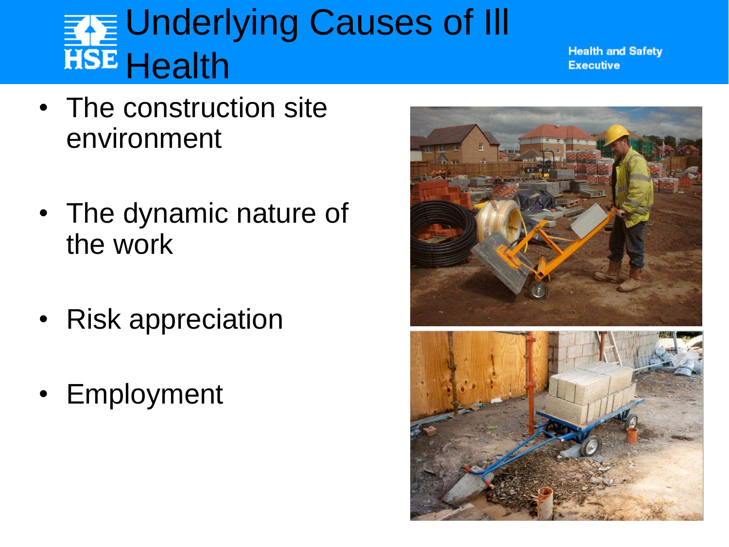# Underlying Causes of Ill Health

- The construction site environment
- The dynamic nature of the work
- Risk appreciation
- Employment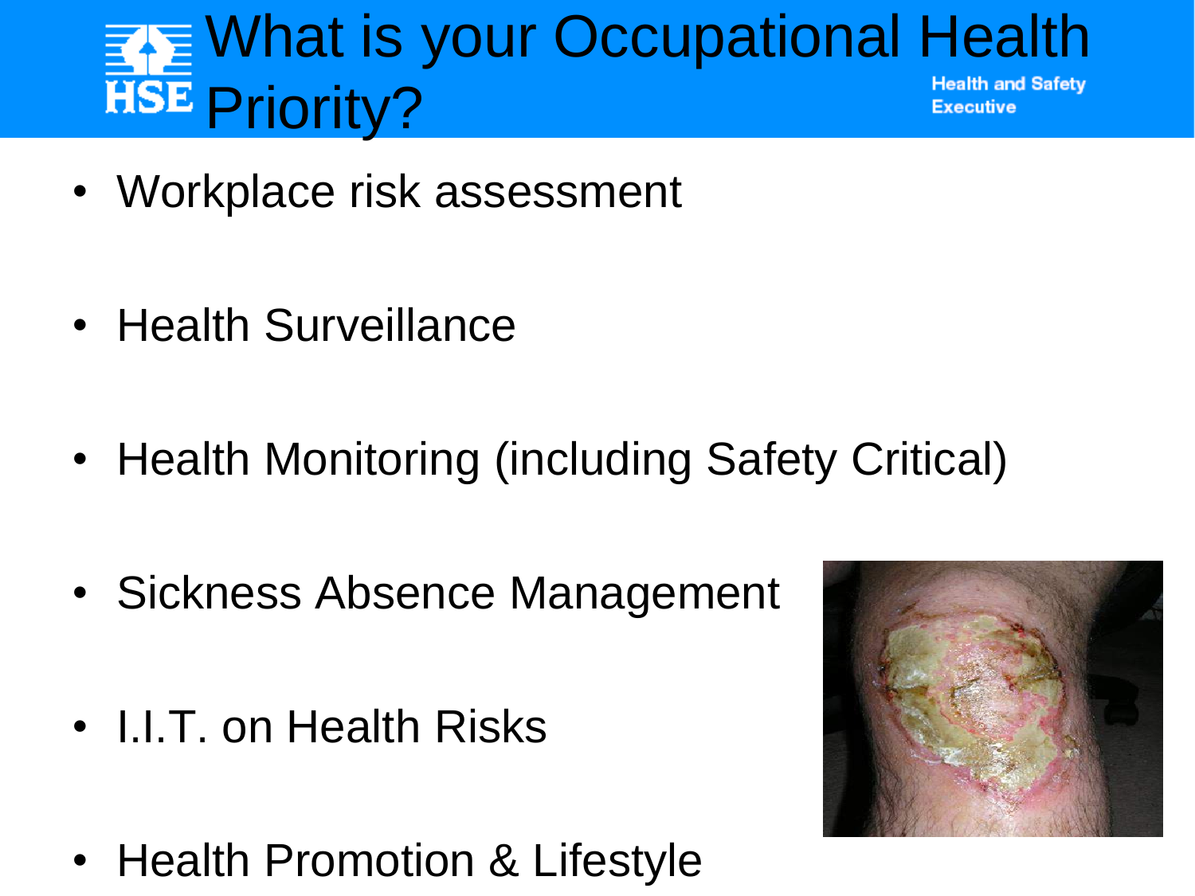# What is your Occupational Health Priority?

- Workplace risk assessment
- Health Surveillance
- Health Monitoring (including Safety Critical)
- Sickness Absence Management
- I.I.T. on Health Risks
- Health Promotion & Lifestyle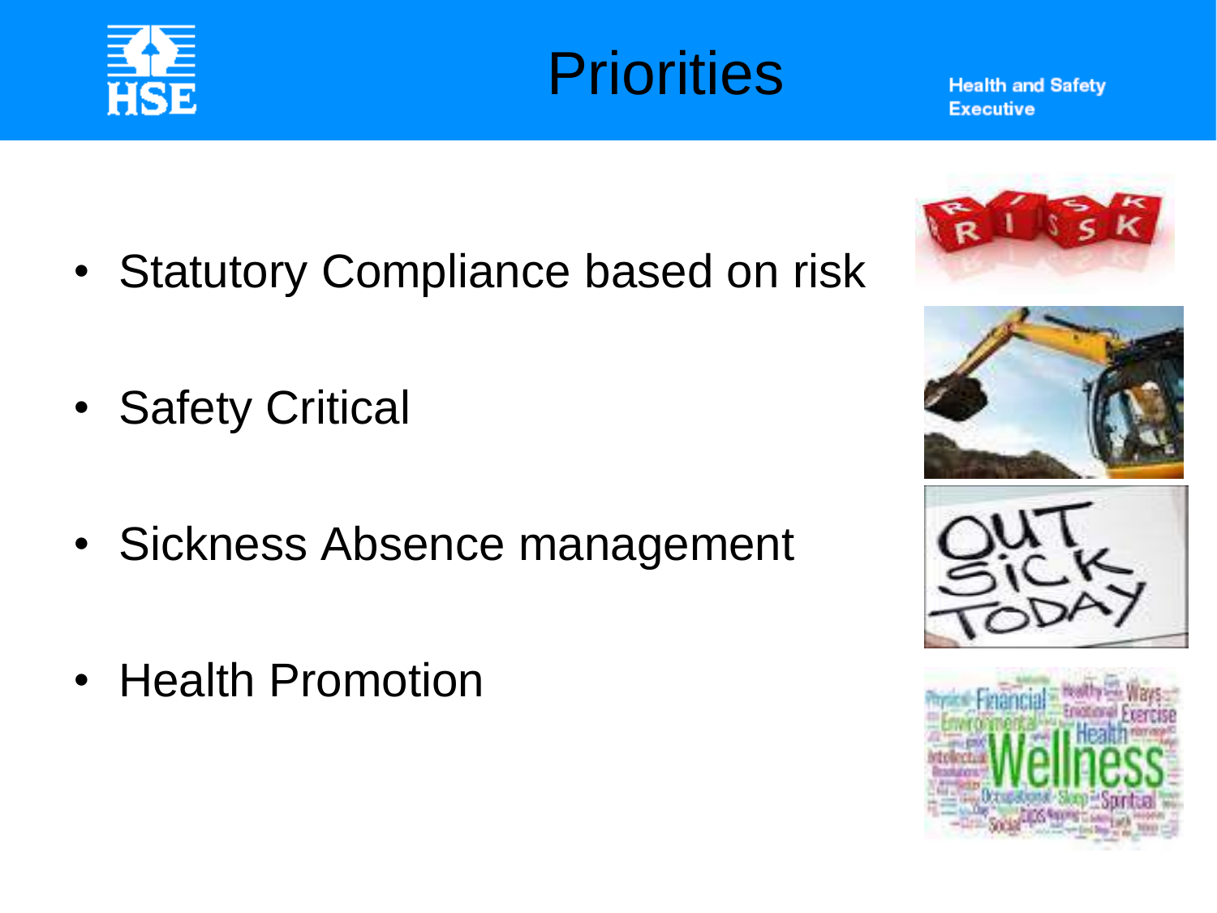# Priorities

- Statutory Compliance based on risk
- Safety Critical
- Sickness Absence management
- Health Promotion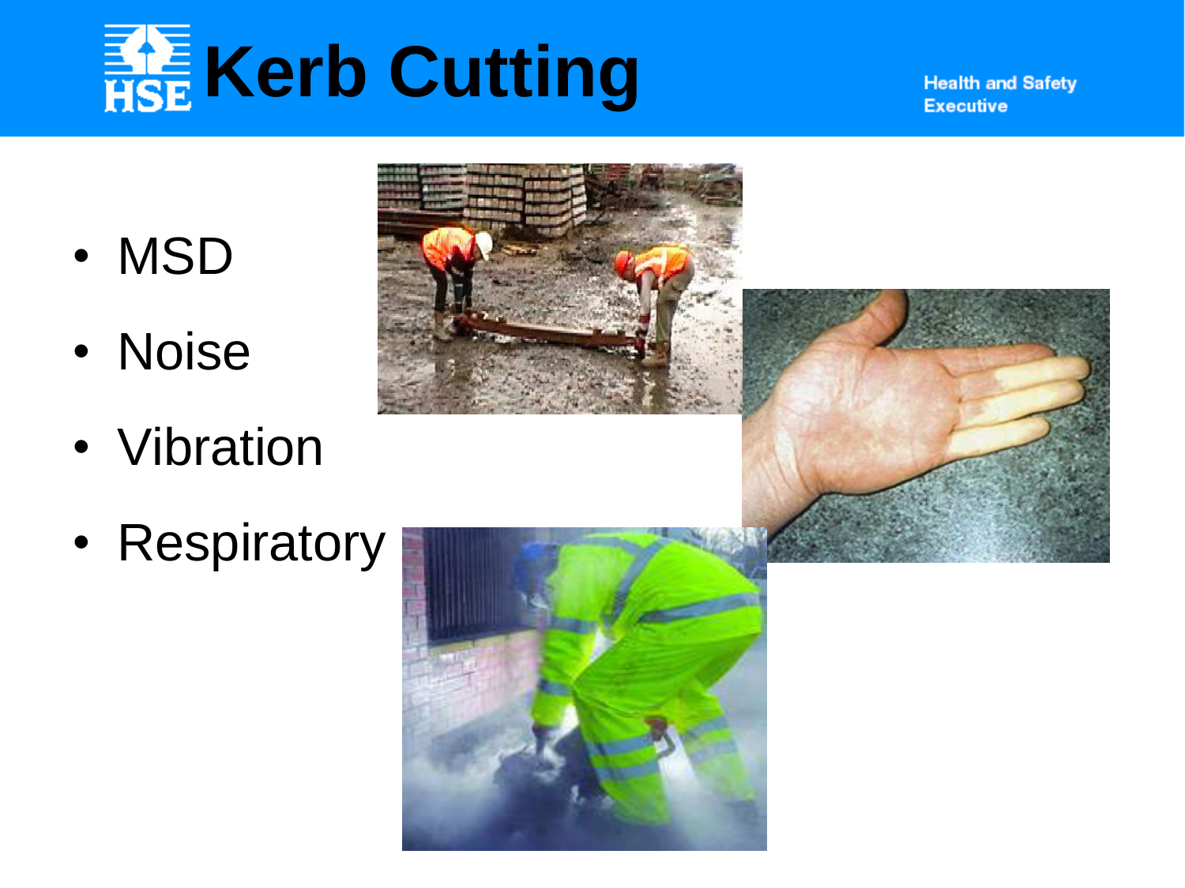# Kerb Cutting

- MSD
- Noise
- Vibration
- Respiratory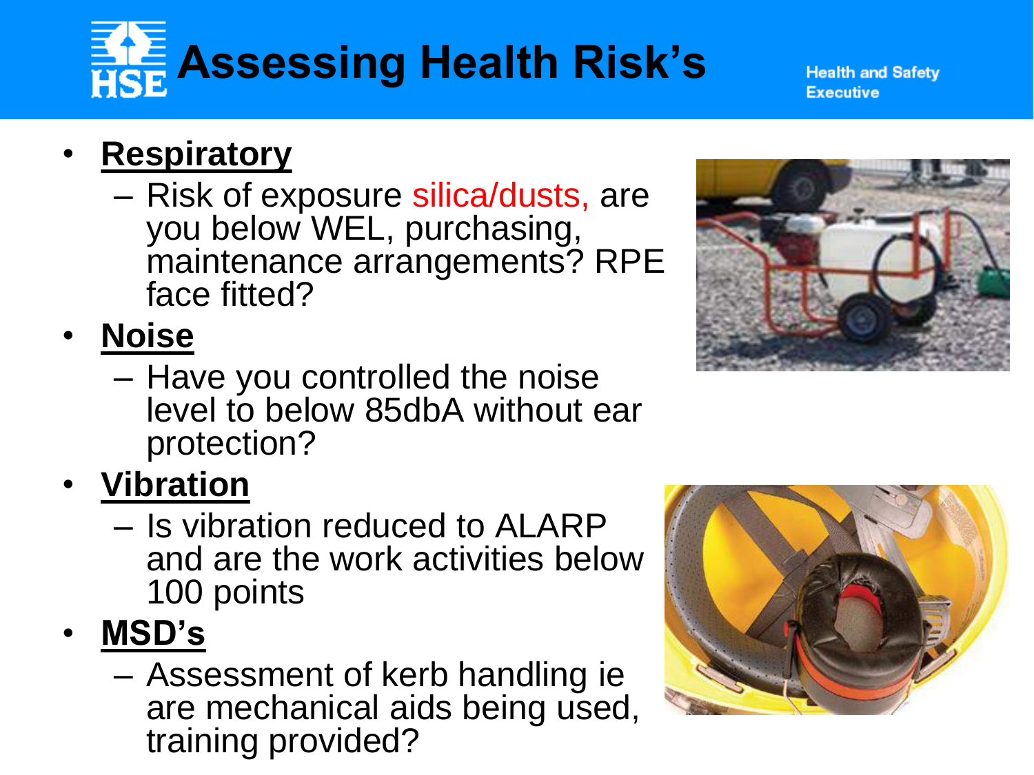# Assessing Health Risk's

Health and Safety Executive

- **Respiratory**
  - Risk of exposure silica/dusts, are you below WEL, purchasing, maintenance arrangements? RPE face fitted?
- **Noise**
  - Have you controlled the noise level to below 85dbA without ear protection?
- **Vibration**
  - Is vibration reduced to ALARP and are the work activities below 100 points
- **MSD's**
  - Assessment of kerb handling ie are mechanical aids being used, training provided?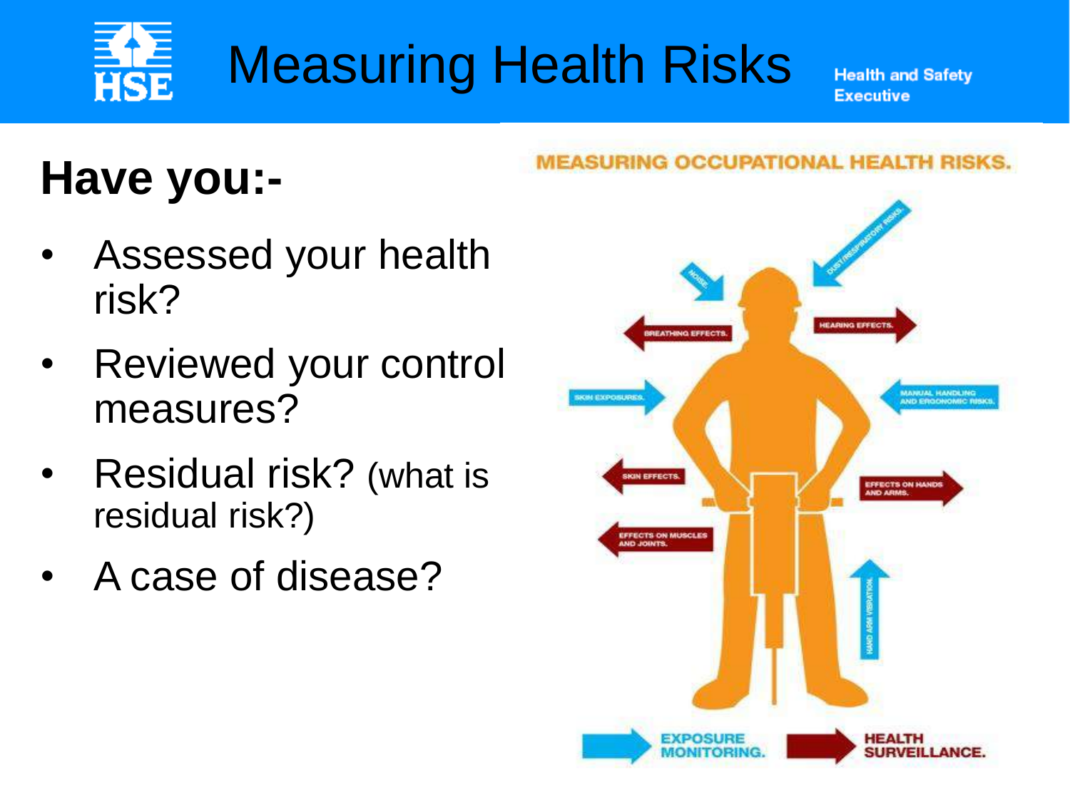# Measuring Health Risks

Health and Safety Executive

## Have you:-

- Assessed your health risk?
- Reviewed your control measures?
- Residual risk? (what is residual risk?)
- A case of disease?

MEASURING OCCUPATIONAL HEALTH RISKS.

NOISE. DUST/RESPIRATORY RISKS. BREATHING EFFECTS. HEARING EFFECTS. SKIN EXPOSURES. MANUAL HANDLING AND ERGONOMIC RISKS. SKIN EFFECTS. EFFECTS ON HANDS AND ARMS. EFFECTS ON MUSCLES AND JOINTS. HAND ARM VIBRATION.

EXPOSURE MONITORING. HEALTH SURVEILLANCE.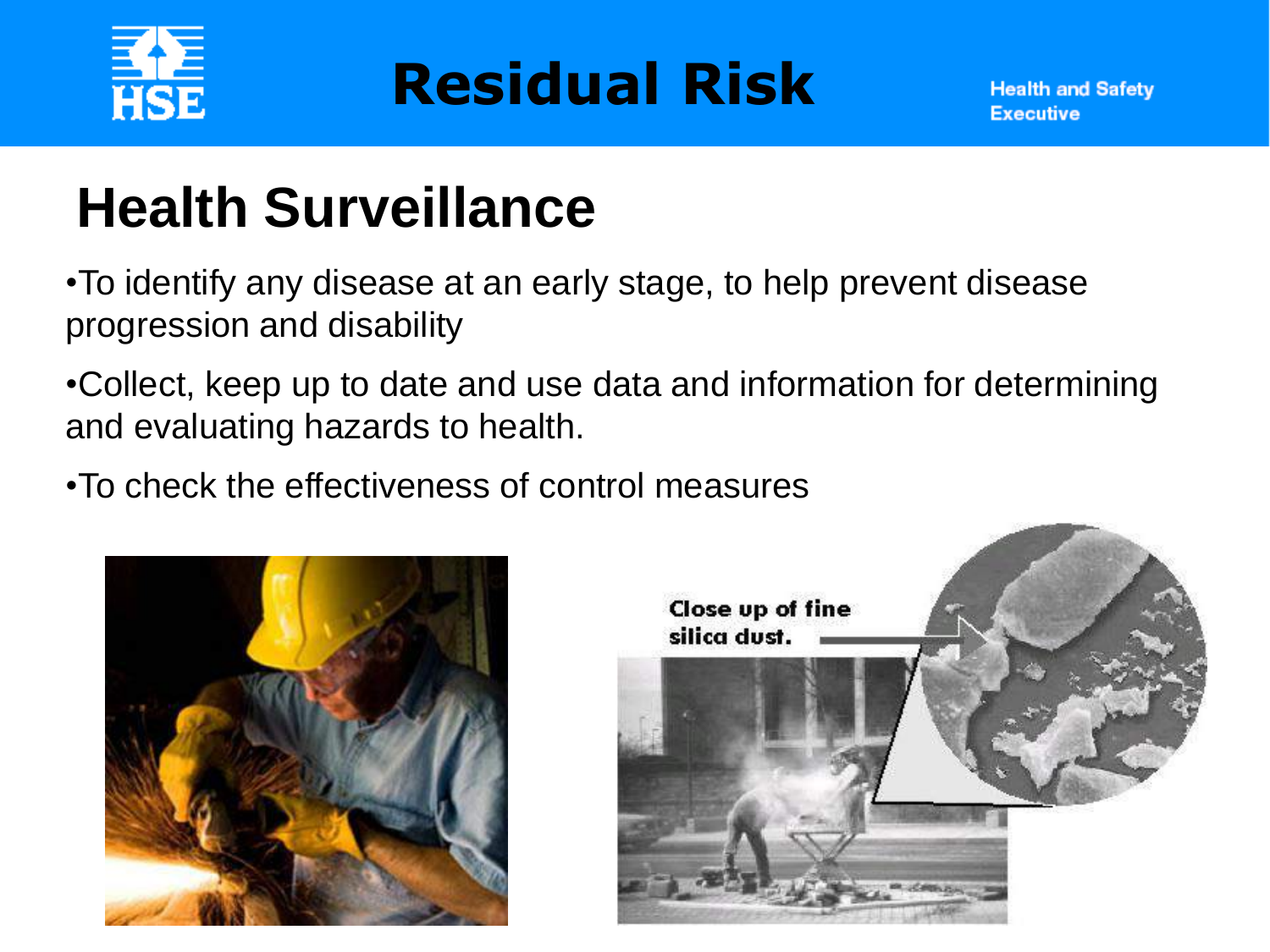# Residual Risk

## Health Surveillance

- To identify any disease at an early stage, to help prevent disease progression and disability
- Collect, keep up to date and use data and information for determining and evaluating hazards to health.
- To check the effectiveness of control measures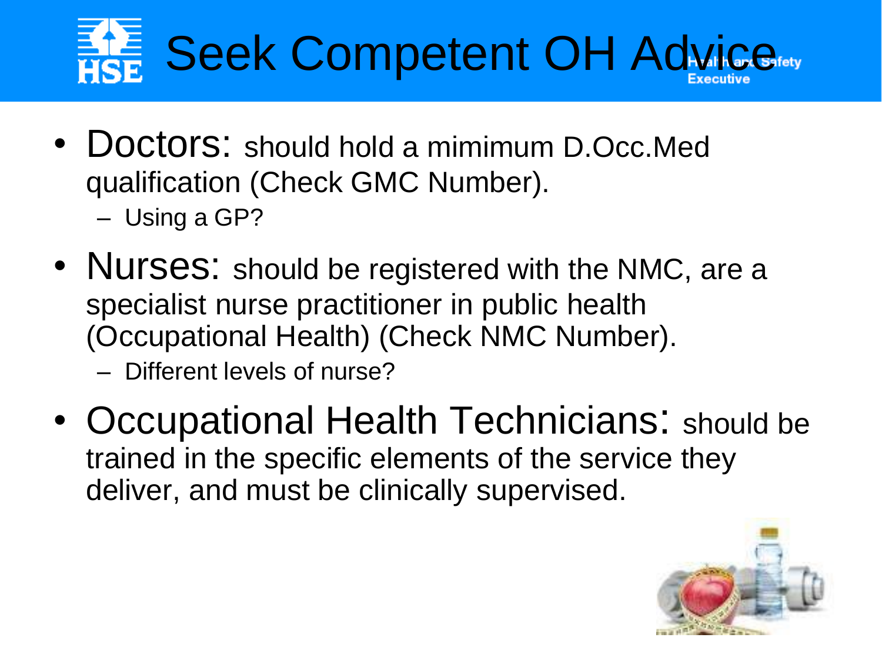# Seek Competent OH Advice

- **Doctors:** should hold a mimimum D.Occ.Med qualification (Check GMC Number).
  - Using a GP?
- **Nurses:** should be registered with the NMC, are a specialist nurse practitioner in public health (Occupational Health) (Check NMC Number).
  - Different levels of nurse?
- **Occupational Health Technicians:** should be trained in the specific elements of the service they deliver, and must be clinically supervised.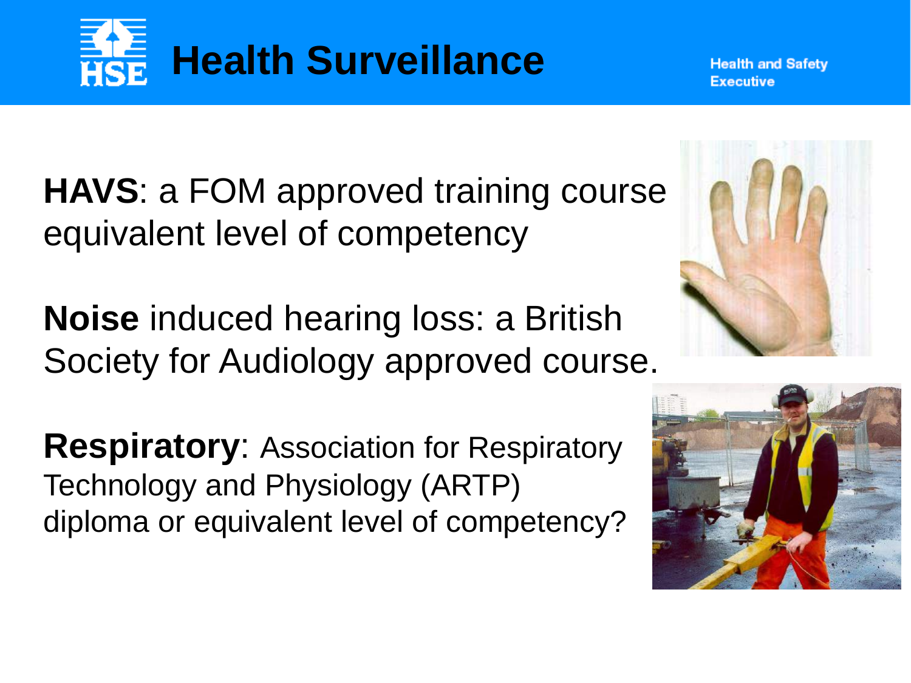# Health Surveillance

**HAVS**: a FOM approved training course equivalent level of competency

**Noise** induced hearing loss: a British Society for Audiology approved course.

**Respiratory**: Association for Respiratory Technology and Physiology (ARTP) diploma or equivalent level of competency?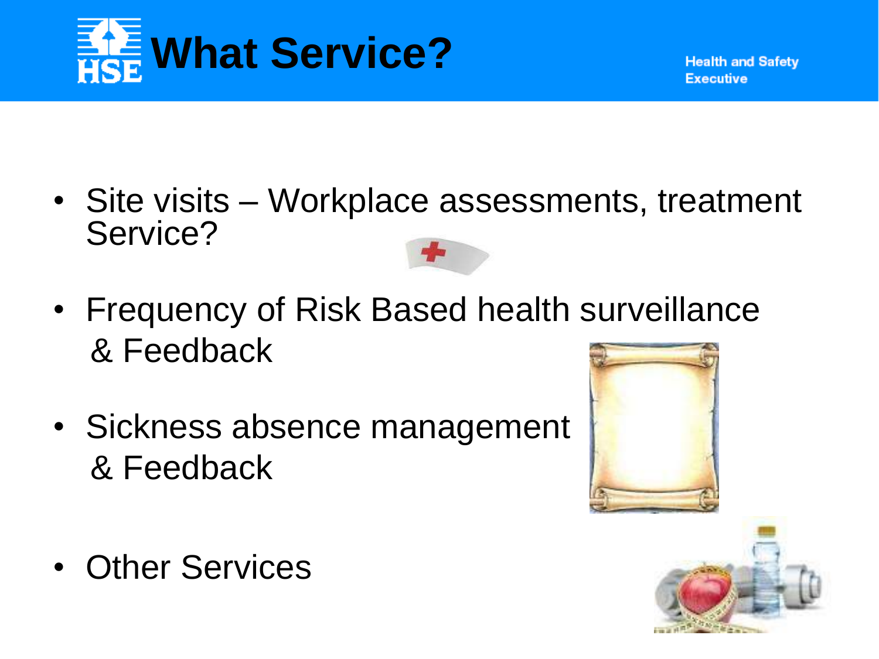# What Service?

- Site visits – Workplace assessments, treatment Service?
- Frequency of Risk Based health surveillance & Feedback
- Sickness absence management & Feedback
- Other Services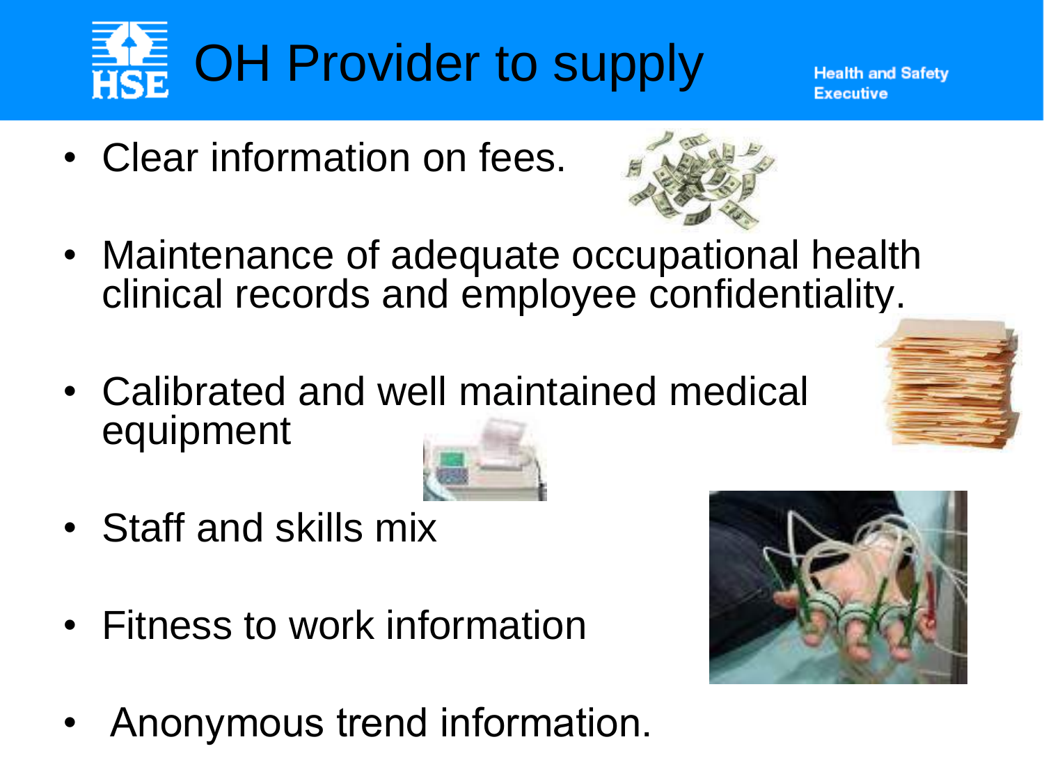# OH Provider to supply

- Clear information on fees.
- Maintenance of adequate occupational health clinical records and employee confidentiality.
- Calibrated and well maintained medical equipment
- Staff and skills mix
- Fitness to work information
- Anonymous trend information.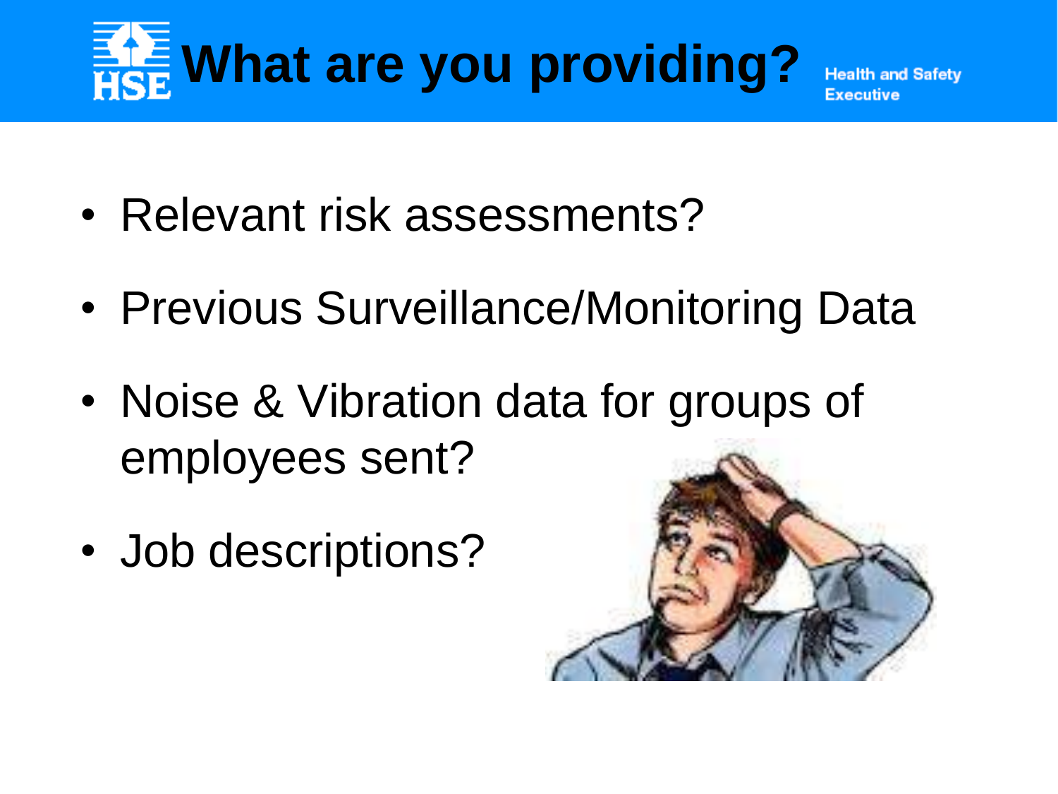# What are you providing?

- Relevant risk assessments?
- Previous Surveillance/Monitoring Data
- Noise & Vibration data for groups of employees sent?
- Job descriptions?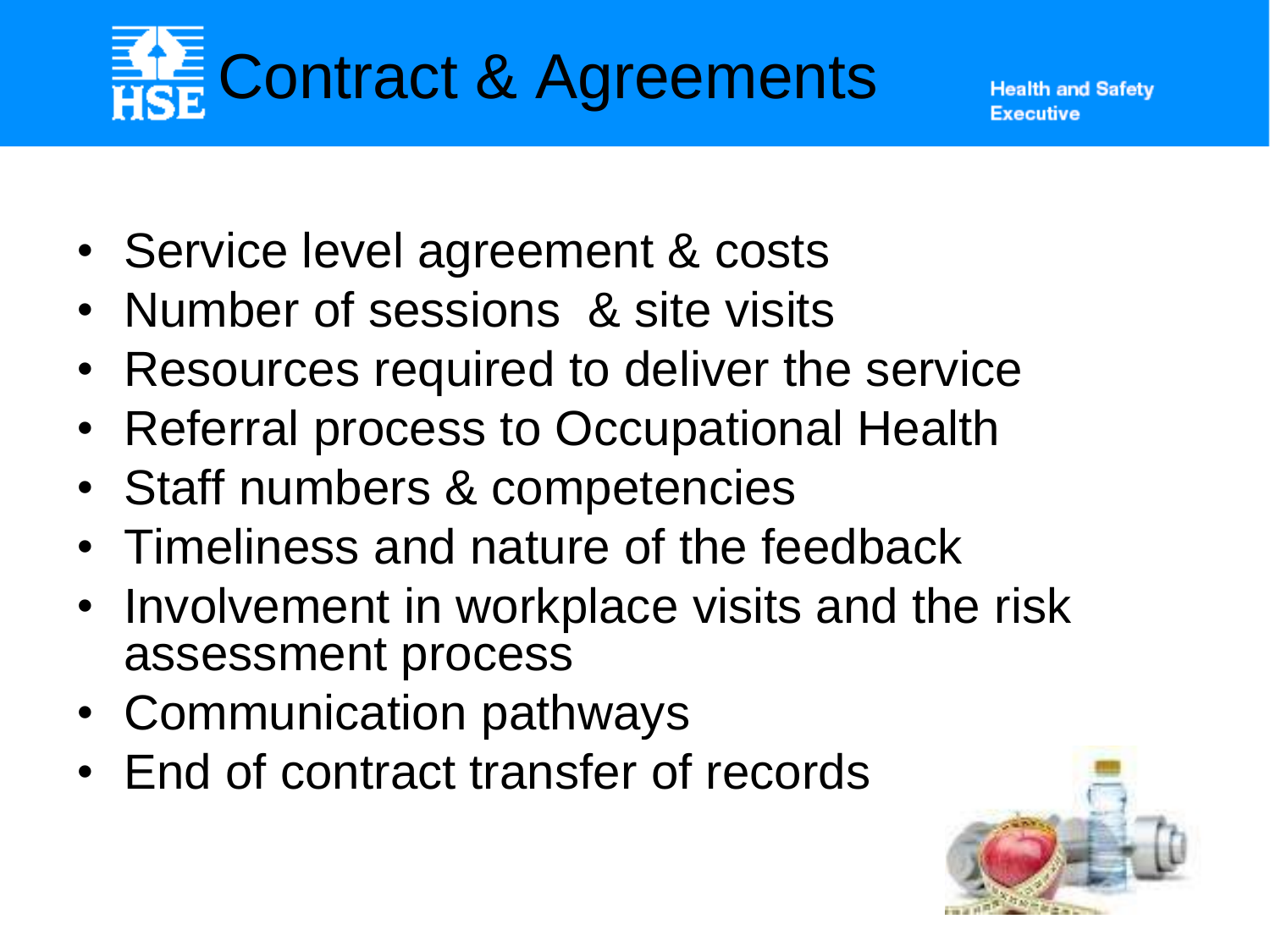# Contract & Agreements

- Service level agreement & costs
- Number of sessions & site visits
- Resources required to deliver the service
- Referral process to Occupational Health
- Staff numbers & competencies
- Timeliness and nature of the feedback
- Involvement in workplace visits and the risk assessment process
- Communication pathways
- End of contract transfer of records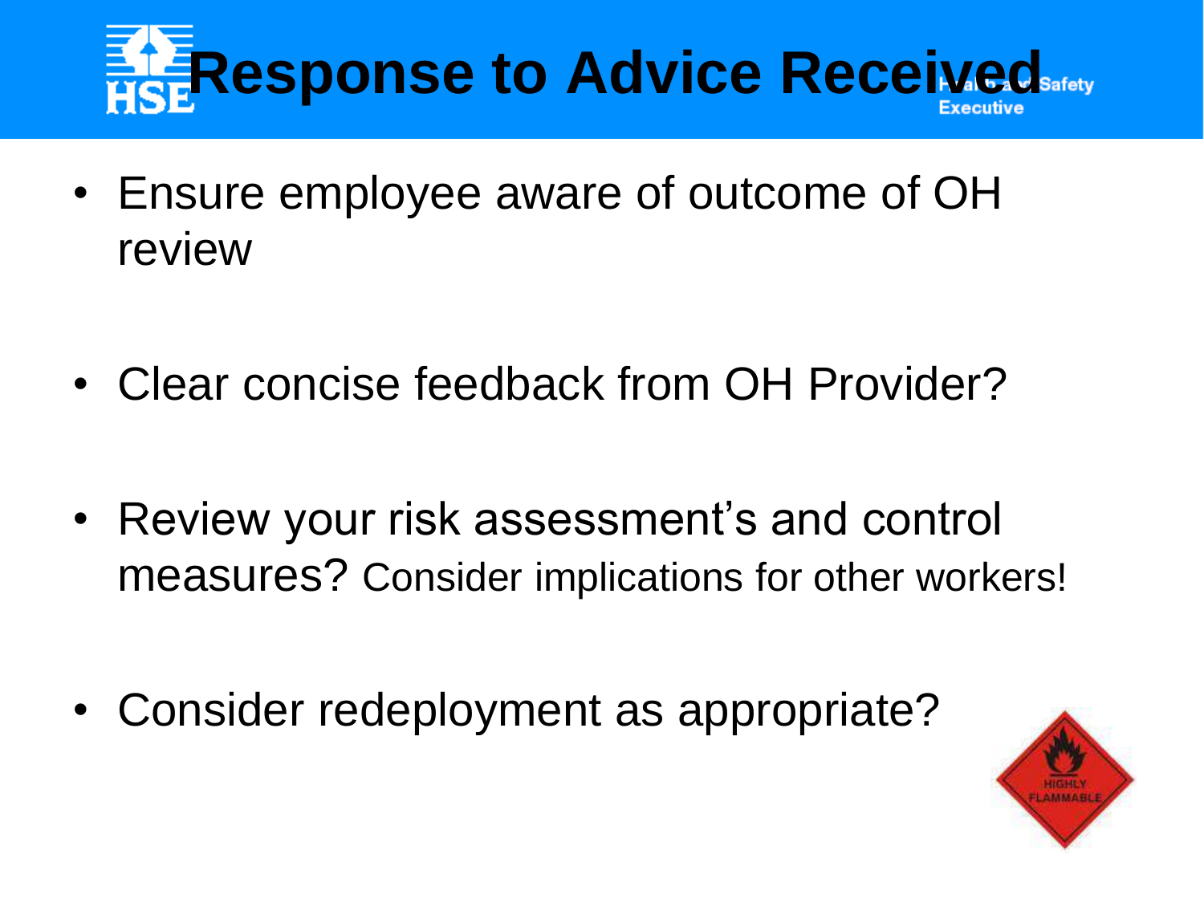# Response to Advice Received

- Ensure employee aware of outcome of OH review
- Clear concise feedback from OH Provider?
- Review your risk assessment's and control measures? Consider implications for other workers!
- Consider redeployment as appropriate?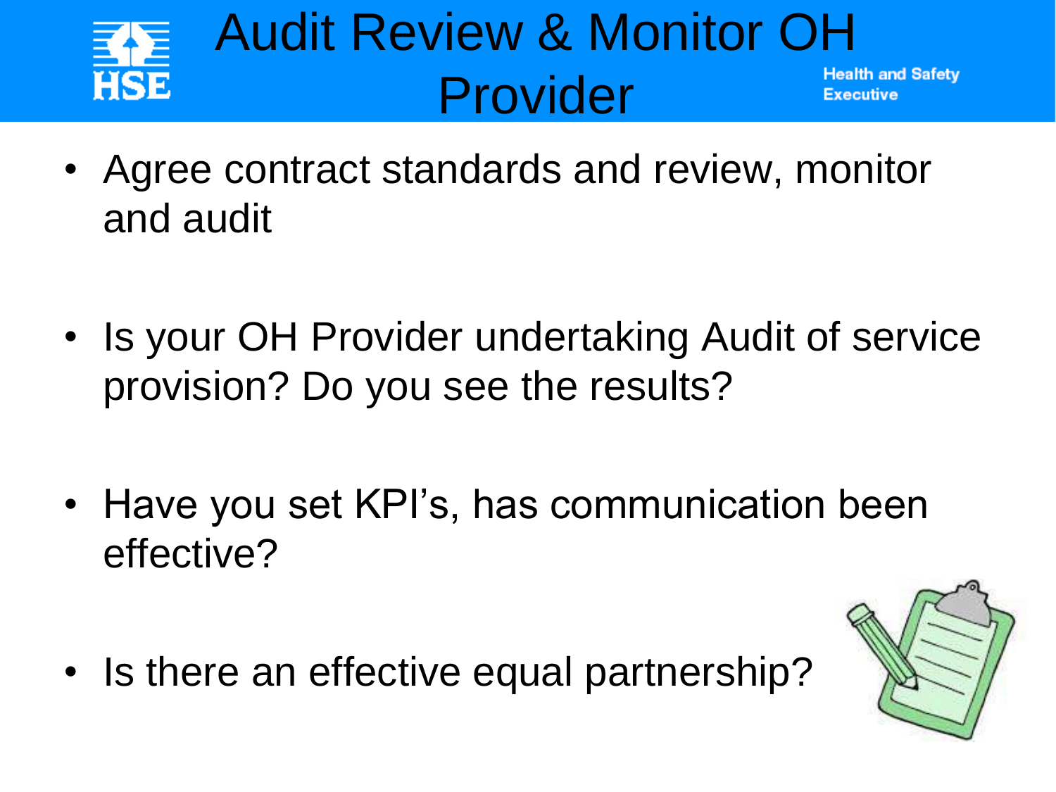# Audit Review & Monitor OH Provider

- Agree contract standards and review, monitor and audit
- Is your OH Provider undertaking Audit of service provision? Do you see the results?
- Have you set KPI's, has communication been effective?
- Is there an effective equal partnership?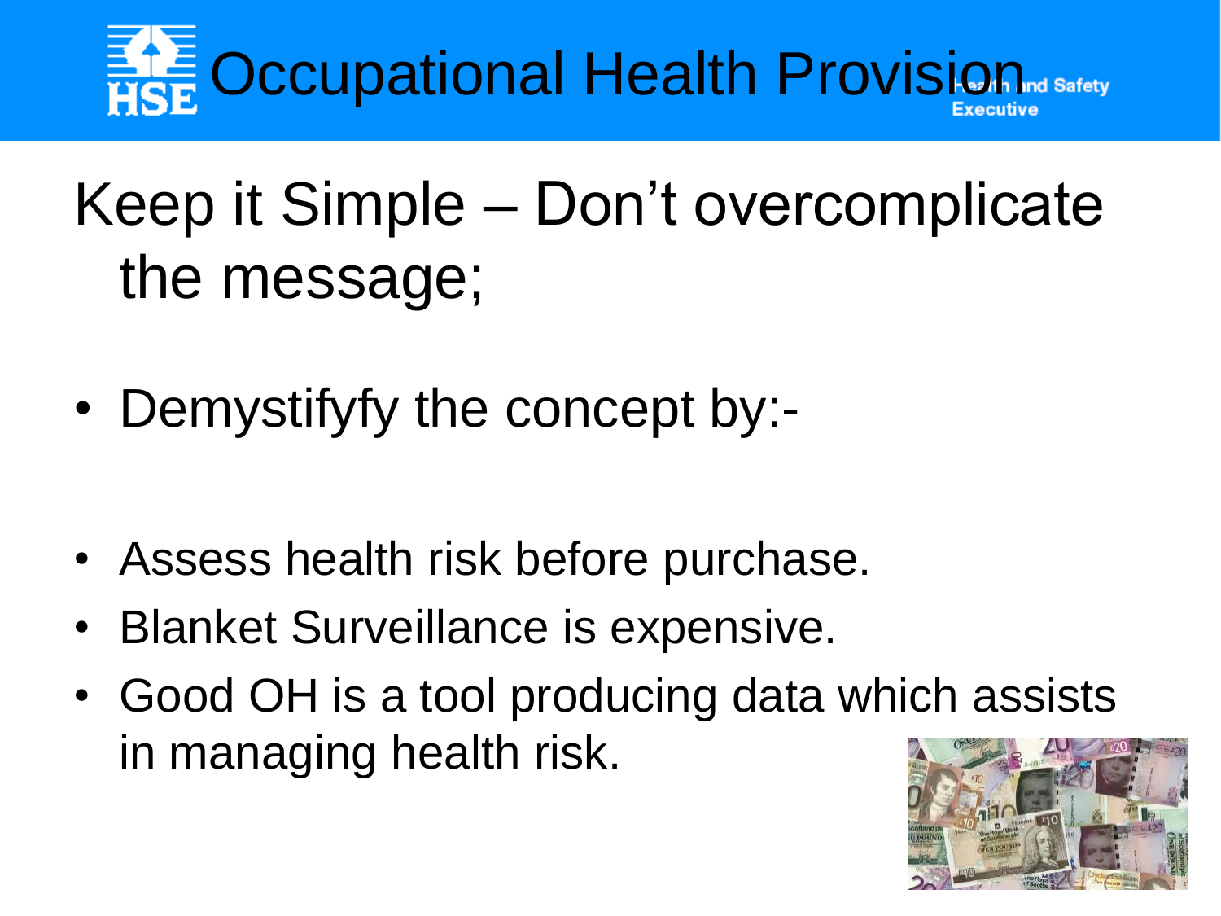# Occupational Health Provision

## Keep it Simple – Don't overcomplicate the message;

- Demystifyfy the concept by:-

- Assess health risk before purchase.
- Blanket Surveillance is expensive.
- Good OH is a tool producing data which assists in managing health risk.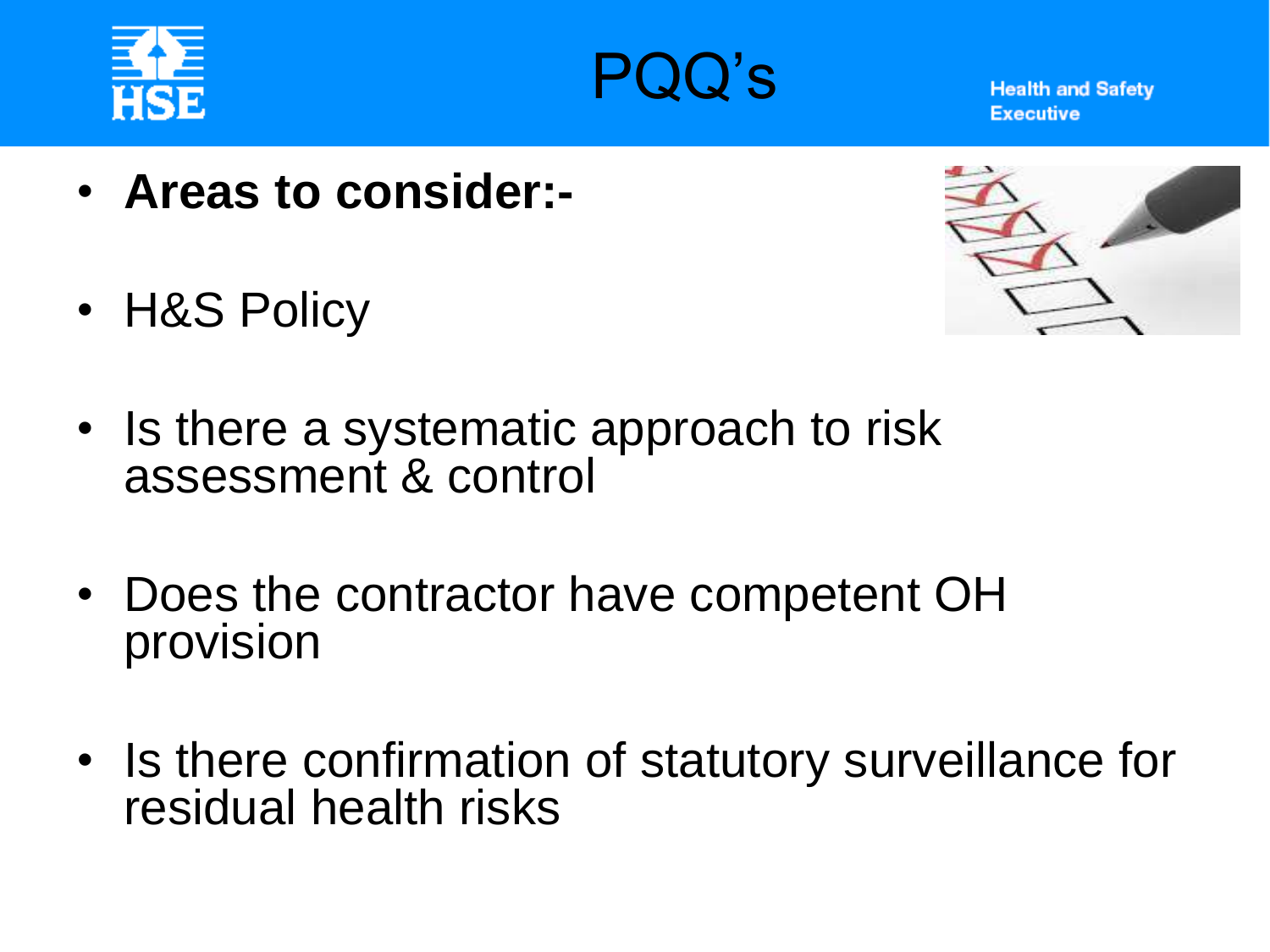# PQQ's

- **Areas to consider:-**
- H&S Policy
- Is there a systematic approach to risk assessment & control
- Does the contractor have competent OH provision
- Is there confirmation of statutory surveillance for residual health risks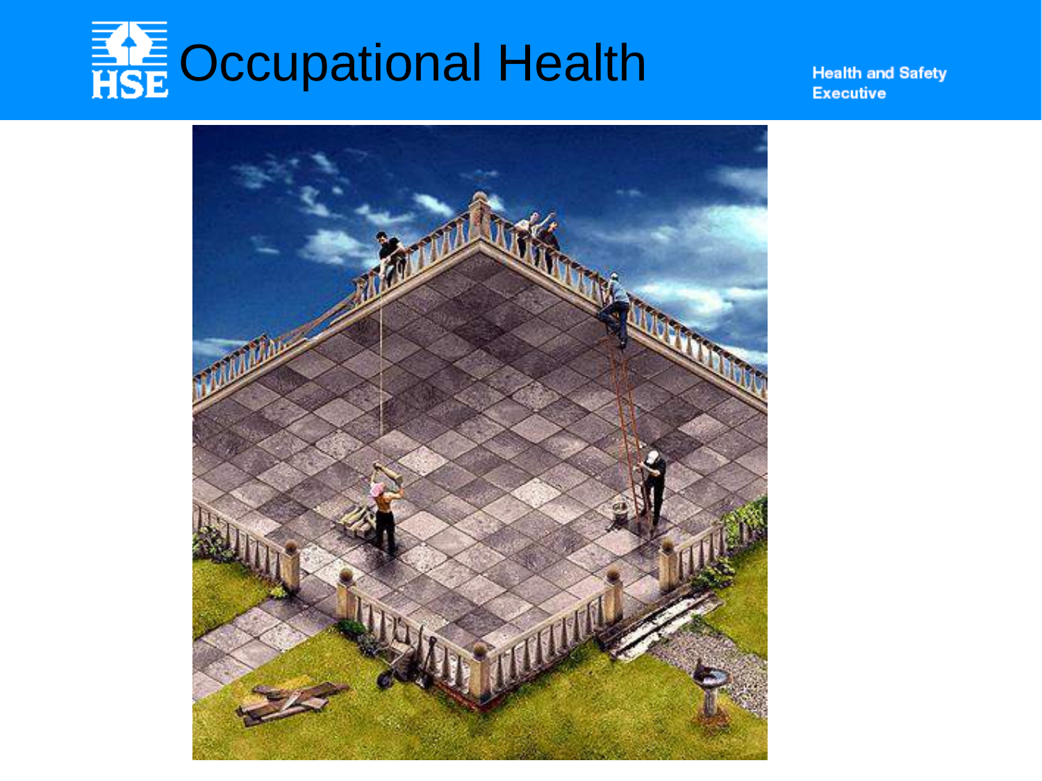# Occupational Health

Health and Safety Executive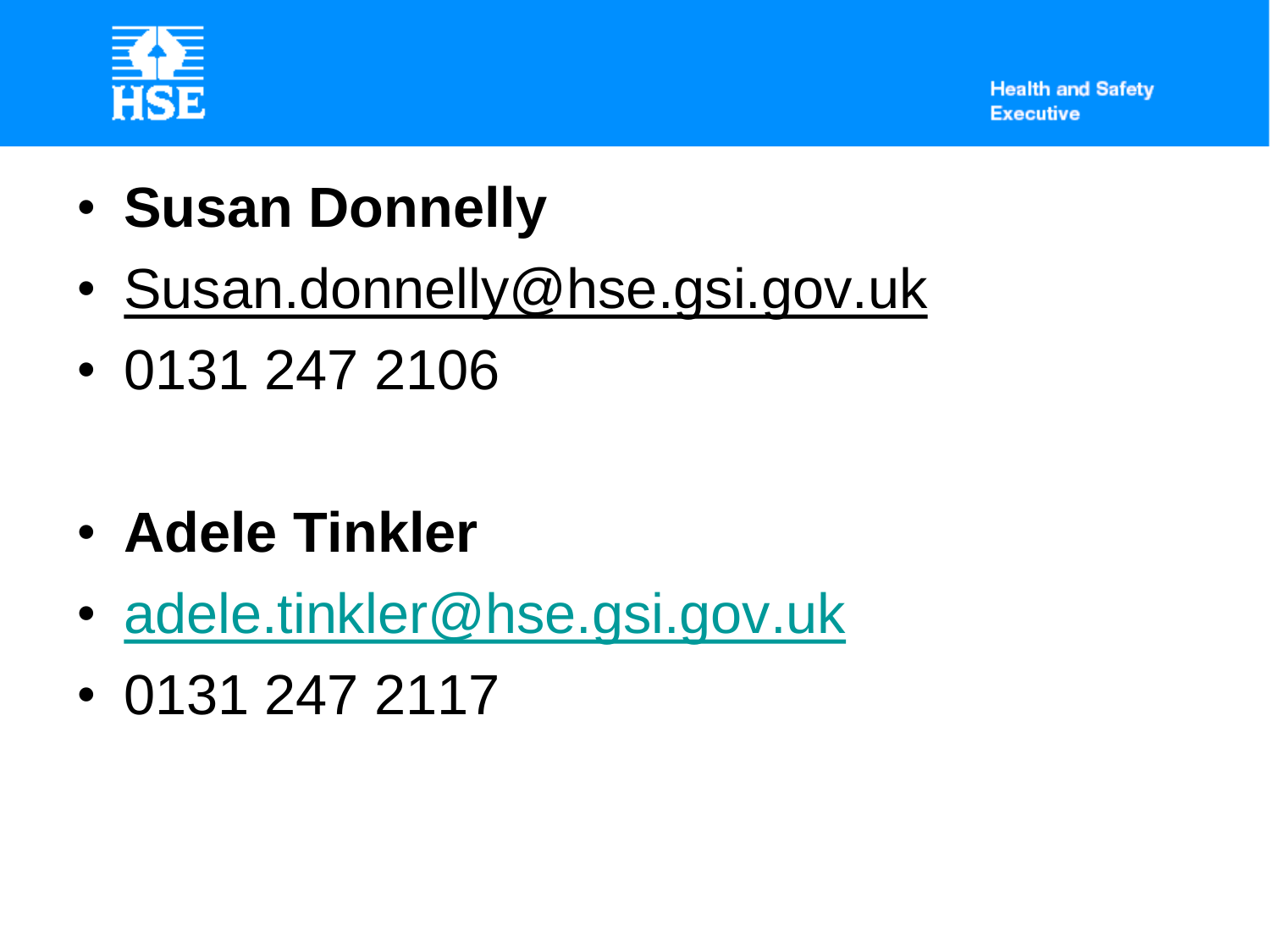- **Susan Donnelly**
- Susan.donnelly@hse.gsi.gov.uk
- 0131 247 2106

- **Adele Tinkler**
- adele.tinkler@hse.gsi.gov.uk
- 0131 247 2117